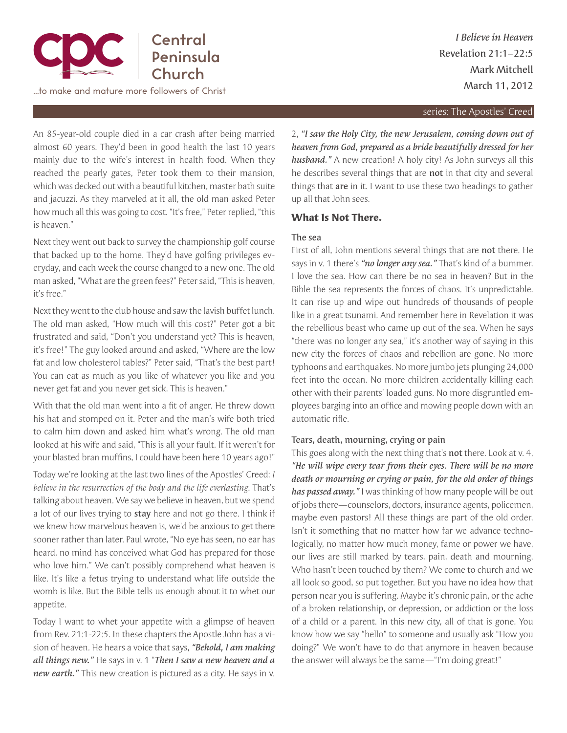Central Peninsula Church

...to make and mature more followers of Christ

*I Believe in Heaven*
Revelation 21:1–22:5
Mark Mitchell
March 11, 2012

series: The Apostles' Creed

An 85-year-old couple died in a car crash after being married almost 60 years. They'd been in good health the last 10 years mainly due to the wife's interest in health food. When they reached the pearly gates, Peter took them to their mansion, which was decked out with a beautiful kitchen, master bath suite and jacuzzi. As they marveled at it all, the old man asked Peter how much all this was going to cost. "It's free," Peter replied, "this is heaven."

Next they went out back to survey the championship golf course that backed up to the home. They'd have golfing privileges everyday, and each week the course changed to a new one. The old man asked, "What are the green fees?" Peter said, "This is heaven, it's free."

Next they went to the club house and saw the lavish buffet lunch. The old man asked, "How much will this cost?" Peter got a bit frustrated and said, "Don't you understand yet? This is heaven, it's free!" The guy looked around and asked, "Where are the low fat and low cholesterol tables?" Peter said, "That's the best part! You can eat as much as you like of whatever you like and you never get fat and you never get sick. This is heaven."

With that the old man went into a fit of anger. He threw down his hat and stomped on it. Peter and the man's wife both tried to calm him down and asked him what's wrong. The old man looked at his wife and said, "This is all your fault. If it weren't for your blasted bran muffins, I could have been here 10 years ago!"

Today we're looking at the last two lines of the Apostles' Creed: *I believe in the resurrection of the body and the life everlasting.* That's talking about heaven. We say we believe in heaven, but we spend a lot of our lives trying to **stay** here and not go there. I think if we knew how marvelous heaven is, we'd be anxious to get there sooner rather than later. Paul wrote, "No eye has seen, no ear has heard, no mind has conceived what God has prepared for those who love him." We can't possibly comprehend what heaven is like. It's like a fetus trying to understand what life outside the womb is like. But the Bible tells us enough about it to whet our appetite.

Today I want to whet your appetite with a glimpse of heaven from Rev. 21:1-22:5. In these chapters the Apostle John has a vision of heaven. He hears a voice that says, ***"Behold, I am making all things new."*** He says in v. 1 "***Then I saw a new heaven and a new earth."*** This new creation is pictured as a city. He says in v. 2, ***"I saw the Holy City, the new Jerusalem, coming down out of heaven from God, prepared as a bride beautifully dressed for her husband."*** A new creation! A holy city! As John surveys all this he describes several things that are **not** in that city and several things that **are** in it. I want to use these two headings to gather up all that John sees.

## What Is Not There.

### The sea

First of all, John mentions several things that are **not** there. He says in v. 1 there's ***"no longer any sea."*** That's kind of a bummer. I love the sea. How can there be no sea in heaven? But in the Bible the sea represents the forces of chaos. It's unpredictable. It can rise up and wipe out hundreds of thousands of people like in a great tsunami. And remember here in Revelation it was the rebellious beast who came up out of the sea. When he says "there was no longer any sea," it's another way of saying in this new city the forces of chaos and rebellion are gone. No more typhoons and earthquakes. No more jumbo jets plunging 24,000 feet into the ocean. No more children accidentally killing each other with their parents' loaded guns. No more disgruntled employees barging into an office and mowing people down with an automatic rifle.

### Tears, death, mourning, crying or pain

This goes along with the next thing that's **not** there. Look at v. 4, ***"He will wipe every tear from their eyes. There will be no more death or mourning or crying or pain, for the old order of things has passed away."*** I was thinking of how many people will be out of jobs there—counselors, doctors, insurance agents, policemen, maybe even pastors! All these things are part of the old order. Isn't it something that no matter how far we advance technologically, no matter how much money, fame or power we have, our lives are still marked by tears, pain, death and mourning. Who hasn't been touched by them? We come to church and we all look so good, so put together. But you have no idea how that person near you is suffering. Maybe it's chronic pain, or the ache of a broken relationship, or depression, or addiction or the loss of a child or a parent. In this new city, all of that is gone. You know how we say "hello" to someone and usually ask "How you doing?" We won't have to do that anymore in heaven because the answer will always be the same—"I'm doing great!"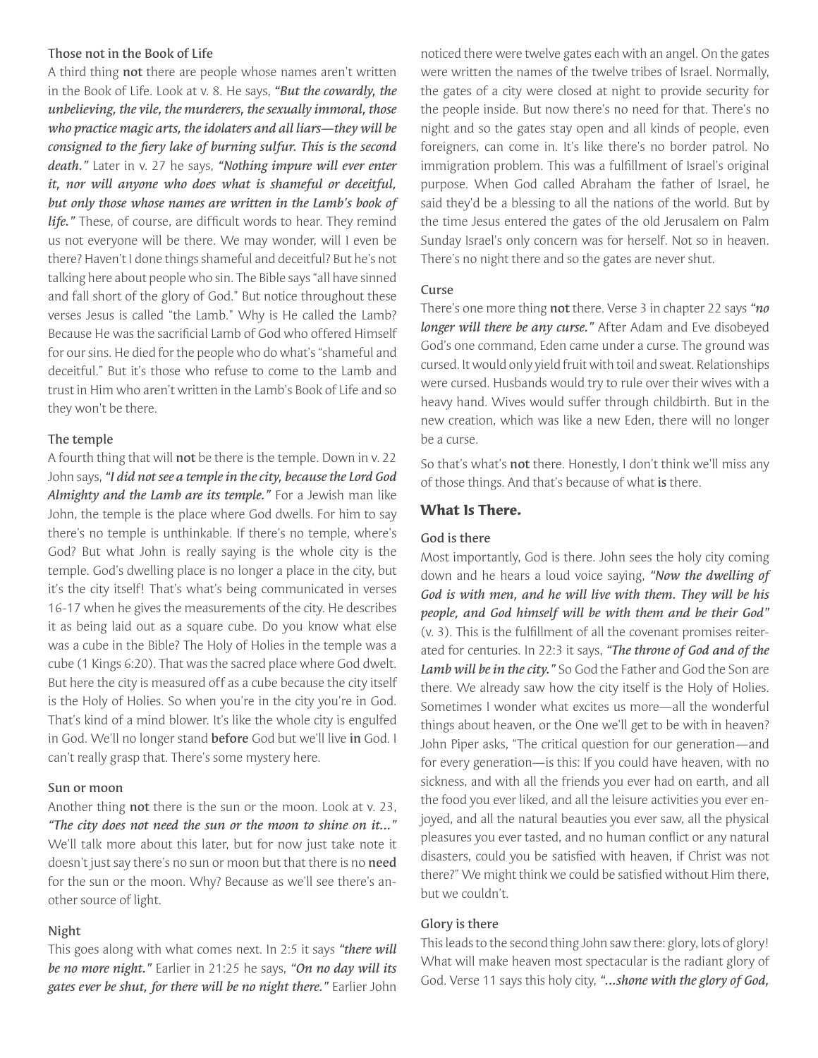### Those not in the Book of Life

A third thing **not** there are people whose names aren't written in the Book of Life. Look at v. 8. He says, ***"But the cowardly, the unbelieving, the vile, the murderers, the sexually immoral, those who practice magic arts, the idolaters and all liars—they will be consigned to the fiery lake of burning sulfur. This is the second death."*** Later in v. 27 he says, ***"Nothing impure will ever enter it, nor will anyone who does what is shameful or deceitful, but only those whose names are written in the Lamb's book of life."*** These, of course, are difficult words to hear. They remind us not everyone will be there. We may wonder, will I even be there? Haven't I done things shameful and deceitful? But he's not talking here about people who sin. The Bible says "all have sinned and fall short of the glory of God." But notice throughout these verses Jesus is called "the Lamb." Why is He called the Lamb? Because He was the sacrificial Lamb of God who offered Himself for our sins. He died for the people who do what's "shameful and deceitful." But it's those who refuse to come to the Lamb and trust in Him who aren't written in the Lamb's Book of Life and so they won't be there.

### The temple

A fourth thing that will **not** be there is the temple. Down in v. 22 John says, ***"I did not see a temple in the city, because the Lord God Almighty and the Lamb are its temple."*** For a Jewish man like John, the temple is the place where God dwells. For him to say there's no temple is unthinkable. If there's no temple, where's God? But what John is really saying is the whole city is the temple. God's dwelling place is no longer a place in the city, but it's the city itself! That's what's being communicated in verses 16-17 when he gives the measurements of the city. He describes it as being laid out as a square cube. Do you know what else was a cube in the Bible? The Holy of Holies in the temple was a cube (1 Kings 6:20). That was the sacred place where God dwelt. But here the city is measured off as a cube because the city itself is the Holy of Holies. So when you're in the city you're in God. That's kind of a mind blower. It's like the whole city is engulfed in God. We'll no longer stand **before** God but we'll live **in** God. I can't really grasp that. There's some mystery here.

### Sun or moon

Another thing **not** there is the sun or the moon. Look at v. 23, ***"The city does not need the sun or the moon to shine on it…"*** We'll talk more about this later, but for now just take note it doesn't just say there's no sun or moon but that there is no **need** for the sun or the moon. Why? Because as we'll see there's another source of light.

### Night

This goes along with what comes next. In 2:5 it says ***"there will be no more night."*** Earlier in 21:25 he says, ***"On no day will its gates ever be shut, for there will be no night there."*** Earlier John noticed there were twelve gates each with an angel. On the gates were written the names of the twelve tribes of Israel. Normally, the gates of a city were closed at night to provide security for the people inside. But now there's no need for that. There's no night and so the gates stay open and all kinds of people, even foreigners, can come in. It's like there's no border patrol. No immigration problem. This was a fulfillment of Israel's original purpose. When God called Abraham the father of Israel, he said they'd be a blessing to all the nations of the world. But by the time Jesus entered the gates of the old Jerusalem on Palm Sunday Israel's only concern was for herself. Not so in heaven. There's no night there and so the gates are never shut.

### Curse

There's one more thing **not** there. Verse 3 in chapter 22 says ***"no longer will there be any curse."*** After Adam and Eve disobeyed God's one command, Eden came under a curse. The ground was cursed. It would only yield fruit with toil and sweat. Relationships were cursed. Husbands would try to rule over their wives with a heavy hand. Wives would suffer through childbirth. But in the new creation, which was like a new Eden, there will no longer be a curse.

So that's what's **not** there. Honestly, I don't think we'll miss any of those things. And that's because of what **is** there.

## What Is There.

### God is there

Most importantly, God is there. John sees the holy city coming down and he hears a loud voice saying, ***"Now the dwelling of God is with men, and he will live with them. They will be his people, and God himself will be with them and be their God"*** (v. 3). This is the fulfillment of all the covenant promises reiterated for centuries. In 22:3 it says, ***"The throne of God and of the Lamb will be in the city."*** So God the Father and God the Son are there. We already saw how the city itself is the Holy of Holies. Sometimes I wonder what excites us more—all the wonderful things about heaven, or the One we'll get to be with in heaven? John Piper asks, "The critical question for our generation—and for every generation—is this: If you could have heaven, with no sickness, and with all the friends you ever had on earth, and all the food you ever liked, and all the leisure activities you ever enjoyed, and all the natural beauties you ever saw, all the physical pleasures you ever tasted, and no human conflict or any natural disasters, could you be satisfied with heaven, if Christ was not there?" We might think we could be satisfied without Him there, but we couldn't.

### Glory is there

This leads to the second thing John saw there: glory, lots of glory! What will make heaven most spectacular is the radiant glory of God. Verse 11 says this holy city, ***"…shone with the glory of God,***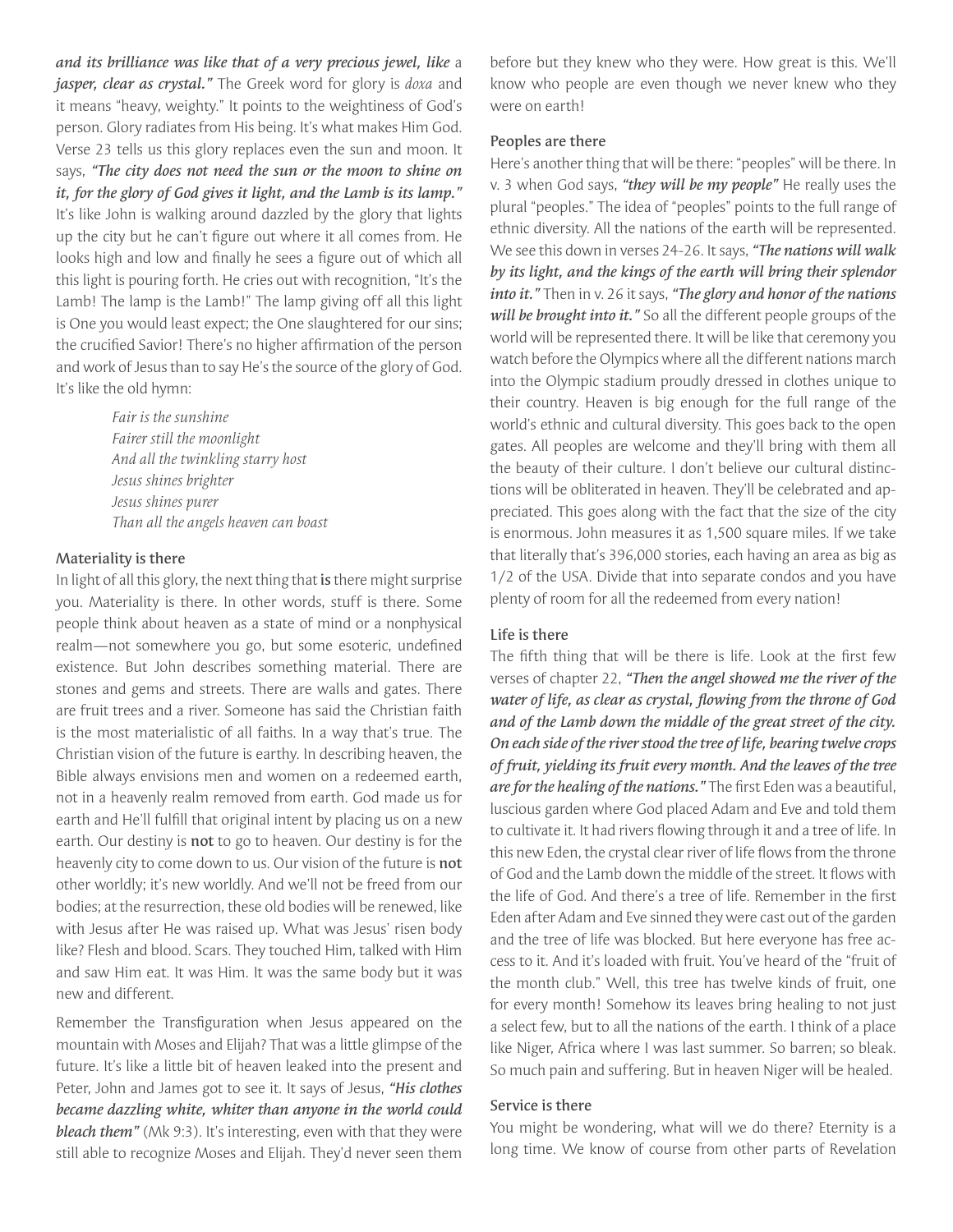***and its brilliance was like that of a very precious jewel, like** a **jasper, clear as crystal."*** The Greek word for glory is *doxa* and it means "heavy, weighty." It points to the weightiness of God's person. Glory radiates from His being. It's what makes Him God. Verse 23 tells us this glory replaces even the sun and moon. It says, ***"The city does not need the sun or the moon to shine on it, for the glory of God gives it light, and the Lamb is its lamp."*** It's like John is walking around dazzled by the glory that lights up the city but he can't figure out where it all comes from. He looks high and low and finally he sees a figure out of which all this light is pouring forth. He cries out with recognition, "It's the Lamb! The lamp is the Lamb!" The lamp giving off all this light is One you would least expect; the One slaughtered for our sins; the crucified Savior! There's no higher affirmation of the person and work of Jesus than to say He's the source of the glory of God. It's like the old hymn:

> *Fair is the sunshine*
> *Fairer still the moonlight*
> *And all the twinkling starry host*
> *Jesus shines brighter*
> *Jesus shines purer*
> *Than all the angels heaven can boast*

### Materiality is there

In light of all this glory, the next thing that **is** there might surprise you. Materiality is there. In other words, stuff is there. Some people think about heaven as a state of mind or a nonphysical realm—not somewhere you go, but some esoteric, undefined existence. But John describes something material. There are stones and gems and streets. There are walls and gates. There are fruit trees and a river. Someone has said the Christian faith is the most materialistic of all faiths. In a way that's true. The Christian vision of the future is earthy. In describing heaven, the Bible always envisions men and women on a redeemed earth, not in a heavenly realm removed from earth. God made us for earth and He'll fulfill that original intent by placing us on a new earth. Our destiny is **not** to go to heaven. Our destiny is for the heavenly city to come down to us. Our vision of the future is **not** other worldly; it's new worldly. And we'll not be freed from our bodies; at the resurrection, these old bodies will be renewed, like with Jesus after He was raised up. What was Jesus' risen body like? Flesh and blood. Scars. They touched Him, talked with Him and saw Him eat. It was Him. It was the same body but it was new and different.

Remember the Transfiguration when Jesus appeared on the mountain with Moses and Elijah? That was a little glimpse of the future. It's like a little bit of heaven leaked into the present and Peter, John and James got to see it. It says of Jesus, ***"His clothes became dazzling white, whiter than anyone in the world could bleach them"*** (Mk 9:3). It's interesting, even with that they were still able to recognize Moses and Elijah. They'd never seen them before but they knew who they were. How great is this. We'll know who people are even though we never knew who they were on earth!

### Peoples are there

Here's another thing that will be there: "peoples" will be there. In v. 3 when God says, ***"they will be my people"*** He really uses the plural "peoples." The idea of "peoples" points to the full range of ethnic diversity. All the nations of the earth will be represented. We see this down in verses 24-26. It says, ***"The nations will walk by its light, and the kings of the earth will bring their splendor into it."*** Then in v. 26 it says, ***"The glory and honor of the nations will be brought into it."*** So all the different people groups of the world will be represented there. It will be like that ceremony you watch before the Olympics where all the different nations march into the Olympic stadium proudly dressed in clothes unique to their country. Heaven is big enough for the full range of the world's ethnic and cultural diversity. This goes back to the open gates. All peoples are welcome and they'll bring with them all the beauty of their culture. I don't believe our cultural distinctions will be obliterated in heaven. They'll be celebrated and appreciated. This goes along with the fact that the size of the city is enormous. John measures it as 1,500 square miles. If we take that literally that's 396,000 stories, each having an area as big as 1/2 of the USA. Divide that into separate condos and you have plenty of room for all the redeemed from every nation!

### Life is there

The fifth thing that will be there is life. Look at the first few verses of chapter 22, ***"Then the angel showed me the river of the water of life, as clear as crystal, flowing from the throne of God and of the Lamb down the middle of the great street of the city. On each side of the river stood the tree of life, bearing twelve crops of fruit, yielding its fruit every month. And the leaves of the tree are for the healing of the nations."*** The first Eden was a beautiful, luscious garden where God placed Adam and Eve and told them to cultivate it. It had rivers flowing through it and a tree of life. In this new Eden, the crystal clear river of life flows from the throne of God and the Lamb down the middle of the street. It flows with the life of God. And there's a tree of life. Remember in the first Eden after Adam and Eve sinned they were cast out of the garden and the tree of life was blocked. But here everyone has free access to it. And it's loaded with fruit. You've heard of the "fruit of the month club." Well, this tree has twelve kinds of fruit, one for every month! Somehow its leaves bring healing to not just a select few, but to all the nations of the earth. I think of a place like Niger, Africa where I was last summer. So barren; so bleak. So much pain and suffering. But in heaven Niger will be healed.

### Service is there

You might be wondering, what will we do there? Eternity is a long time. We know of course from other parts of Revelation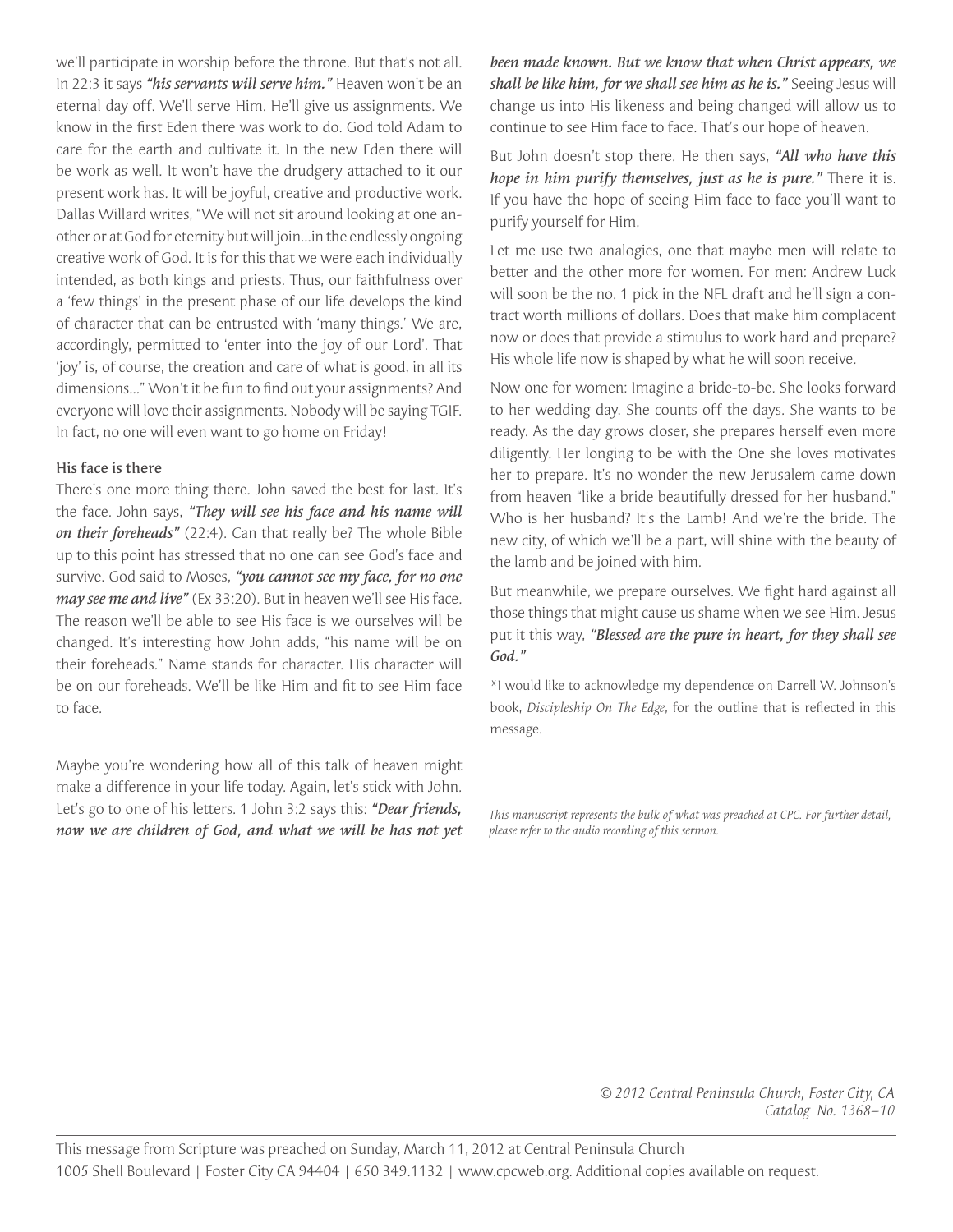we'll participate in worship before the throne. But that's not all. In 22:3 it says ***"his servants will serve him."*** Heaven won't be an eternal day off. We'll serve Him. He'll give us assignments. We know in the first Eden there was work to do. God told Adam to care for the earth and cultivate it. In the new Eden there will be work as well. It won't have the drudgery attached to it our present work has. It will be joyful, creative and productive work. Dallas Willard writes, "We will not sit around looking at one another or at God for eternity but will join…in the endlessly ongoing creative work of God. It is for this that we were each individually intended, as both kings and priests. Thus, our faithfulness over a 'few things' in the present phase of our life develops the kind of character that can be entrusted with 'many things.' We are, accordingly, permitted to 'enter into the joy of our Lord'. That 'joy' is, of course, the creation and care of what is good, in all its dimensions…" Won't it be fun to find out your assignments? And everyone will love their assignments. Nobody will be saying TGIF. In fact, no one will even want to go home on Friday!

**His face is there**

There's one more thing there. John saved the best for last. It's the face. John says, ***"They will see his face and his name will on their foreheads"*** (22:4). Can that really be? The whole Bible up to this point has stressed that no one can see God's face and survive. God said to Moses, ***"you cannot see my face, for no one may see me and live"*** (Ex 33:20). But in heaven we'll see His face. The reason we'll be able to see His face is we ourselves will be changed. It's interesting how John adds, "his name will be on their foreheads." Name stands for character. His character will be on our foreheads. We'll be like Him and fit to see Him face to face.

Maybe you're wondering how all of this talk of heaven might make a difference in your life today. Again, let's stick with John. Let's go to one of his letters. 1 John 3:2 says this: ***"Dear friends, now we are children of God, and what we will be has not yet been made known. But we know that when Christ appears, we shall be like him, for we shall see him as he is."*** Seeing Jesus will change us into His likeness and being changed will allow us to continue to see Him face to face. That's our hope of heaven.

But John doesn't stop there. He then says, ***"All who have this hope in him purify themselves, just as he is pure."*** There it is. If you have the hope of seeing Him face to face you'll want to purify yourself for Him.

Let me use two analogies, one that maybe men will relate to better and the other more for women. For men: Andrew Luck will soon be the no. 1 pick in the NFL draft and he'll sign a contract worth millions of dollars. Does that make him complacent now or does that provide a stimulus to work hard and prepare? His whole life now is shaped by what he will soon receive.

Now one for women: Imagine a bride-to-be. She looks forward to her wedding day. She counts off the days. She wants to be ready. As the day grows closer, she prepares herself even more diligently. Her longing to be with the One she loves motivates her to prepare. It's no wonder the new Jerusalem came down from heaven "like a bride beautifully dressed for her husband." Who is her husband? It's the Lamb! And we're the bride. The new city, of which we'll be a part, will shine with the beauty of the lamb and be joined with him.

But meanwhile, we prepare ourselves. We fight hard against all those things that might cause us shame when we see Him. Jesus put it this way, ***"Blessed are the pure in heart, for they shall see God."***

*I would like to acknowledge my dependence on Darrell W. Johnson's book, *Discipleship On The Edge*, for the outline that is reflected in this message.

*This manuscript represents the bulk of what was preached at CPC. For further detail, please refer to the audio recording of this sermon.*

*© 2012 Central Peninsula Church, Foster City, CA*
*Catalog No. 1368–10*

This message from Scripture was preached on Sunday, March 11, 2012 at Central Peninsula Church
1005 Shell Boulevard | Foster City CA 94404 | 650 349.1132 | www.cpcweb.org. Additional copies available on request.